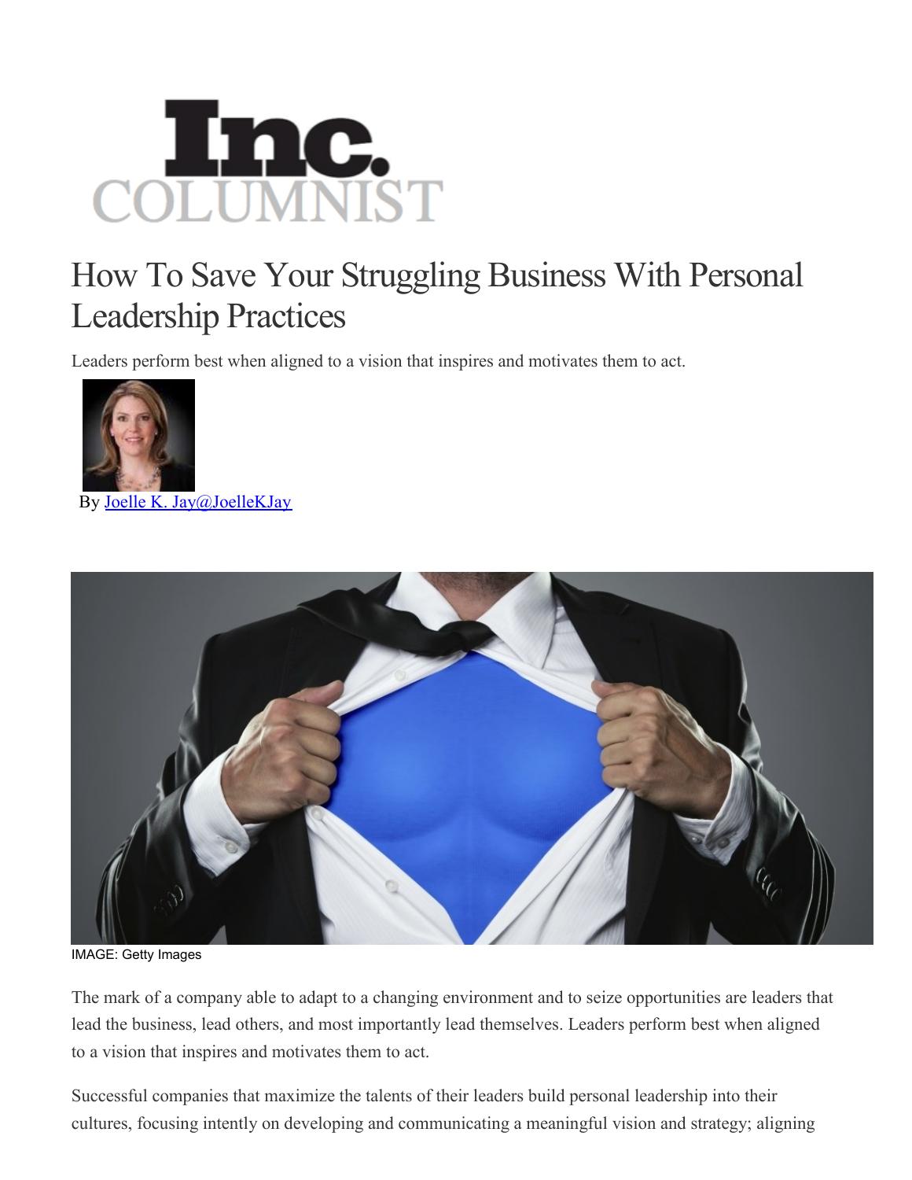Inc. COLUMNIST

# How To Save Your Struggling Business With Personal Leadership Practices

Leaders perform best when aligned to a vision that inspires and motivates them to act.

By [Joelle K. Jay@JoelleKJay]()

IMAGE: Getty Images

The mark of a company able to adapt to a changing environment and to seize opportunities are leaders that lead the business, lead others, and most importantly lead themselves. Leaders perform best when aligned to a vision that inspires and motivates them to act.

Successful companies that maximize the talents of their leaders build personal leadership into their cultures, focusing intently on developing and communicating a meaningful vision and strategy; aligning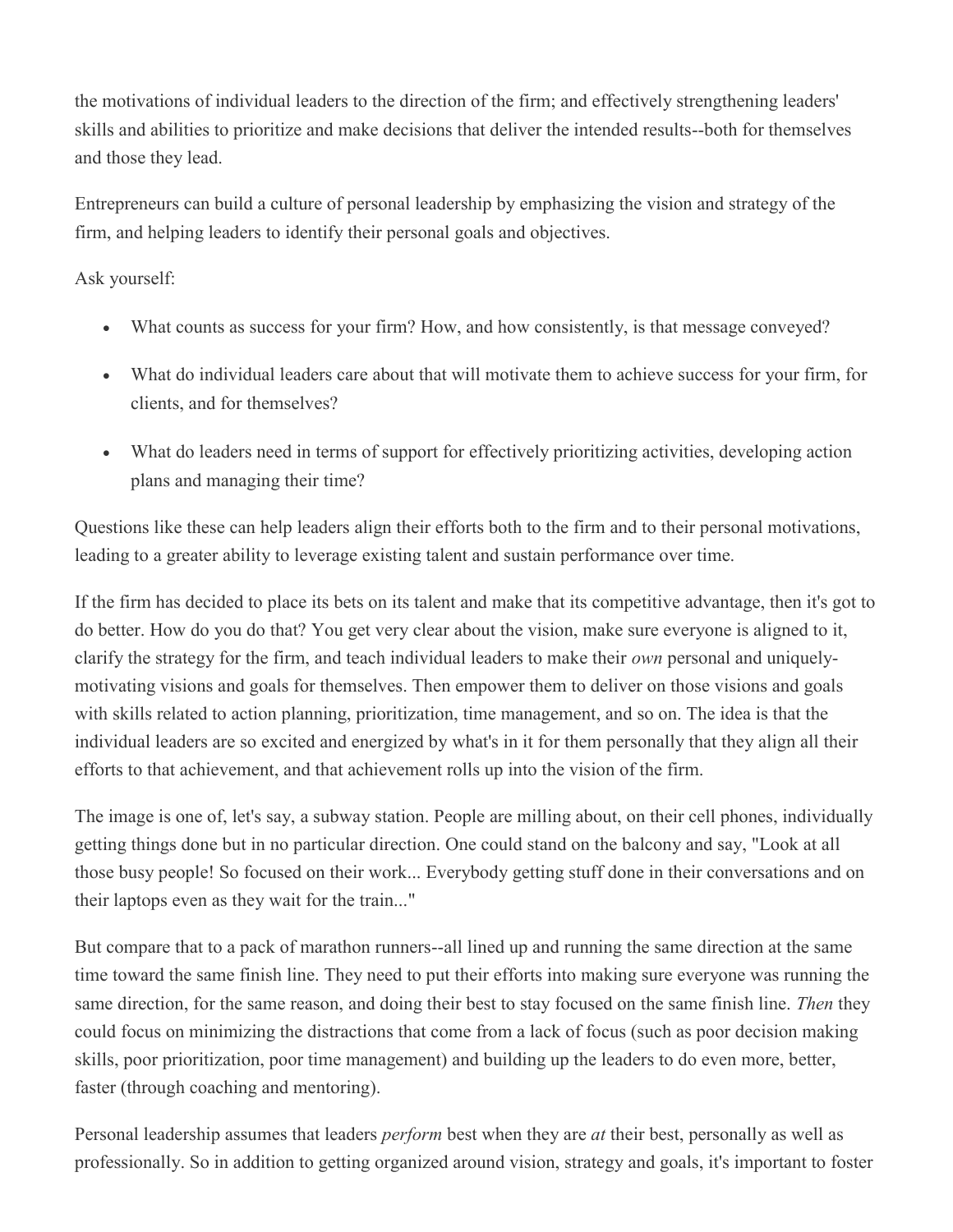the motivations of individual leaders to the direction of the firm; and effectively strengthening leaders' skills and abilities to prioritize and make decisions that deliver the intended results--both for themselves and those they lead.

Entrepreneurs can build a culture of personal leadership by emphasizing the vision and strategy of the firm, and helping leaders to identify their personal goals and objectives.

Ask yourself:

- What counts as success for your firm? How, and how consistently, is that message conveyed?
- What do individual leaders care about that will motivate them to achieve success for your firm, for clients, and for themselves?
- What do leaders need in terms of support for effectively prioritizing activities, developing action plans and managing their time?

Questions like these can help leaders align their efforts both to the firm and to their personal motivations, leading to a greater ability to leverage existing talent and sustain performance over time.

If the firm has decided to place its bets on its talent and make that its competitive advantage, then it's got to do better. How do you do that? You get very clear about the vision, make sure everyone is aligned to it, clarify the strategy for the firm, and teach individual leaders to make their *own* personal and uniquely-motivating visions and goals for themselves. Then empower them to deliver on those visions and goals with skills related to action planning, prioritization, time management, and so on. The idea is that the individual leaders are so excited and energized by what's in it for them personally that they align all their efforts to that achievement, and that achievement rolls up into the vision of the firm.

The image is one of, let's say, a subway station. People are milling about, on their cell phones, individually getting things done but in no particular direction. One could stand on the balcony and say, "Look at all those busy people! So focused on their work... Everybody getting stuff done in their conversations and on their laptops even as they wait for the train..."

But compare that to a pack of marathon runners--all lined up and running the same direction at the same time toward the same finish line. They need to put their efforts into making sure everyone was running the same direction, for the same reason, and doing their best to stay focused on the same finish line. *Then* they could focus on minimizing the distractions that come from a lack of focus (such as poor decision making skills, poor prioritization, poor time management) and building up the leaders to do even more, better, faster (through coaching and mentoring).

Personal leadership assumes that leaders *perform* best when they are *at* their best, personally as well as professionally. So in addition to getting organized around vision, strategy and goals, it's important to foster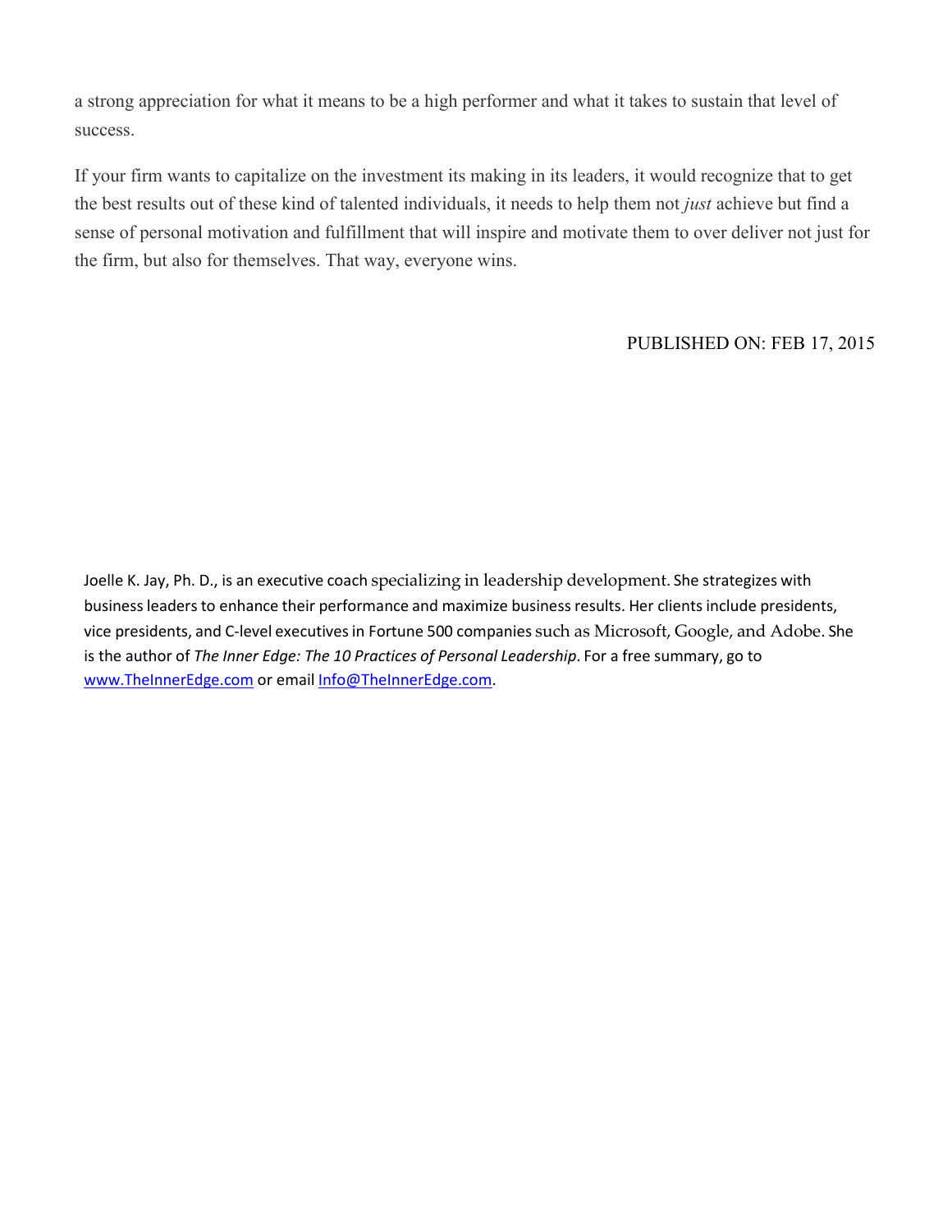a strong appreciation for what it means to be a high performer and what it takes to sustain that level of success.

If your firm wants to capitalize on the investment its making in its leaders, it would recognize that to get the best results out of these kind of talented individuals, it needs to help them not *just* achieve but find a sense of personal motivation and fulfillment that will inspire and motivate them to over deliver not just for the firm, but also for themselves. That way, everyone wins.

PUBLISHED ON: FEB 17, 2015

Joelle K. Jay, Ph. D., is an executive coach specializing in leadership development. She strategizes with business leaders to enhance their performance and maximize business results. Her clients include presidents, vice presidents, and C-level executives in Fortune 500 companies such as Microsoft, Google, and Adobe. She is the author of *The Inner Edge: The 10 Practices of Personal Leadership*. For a free summary, go to [www.TheInnerEdge.com](http://www.TheInnerEdge.com) or email [Info@TheInnerEdge.com](mailto:Info@TheInnerEdge.com).